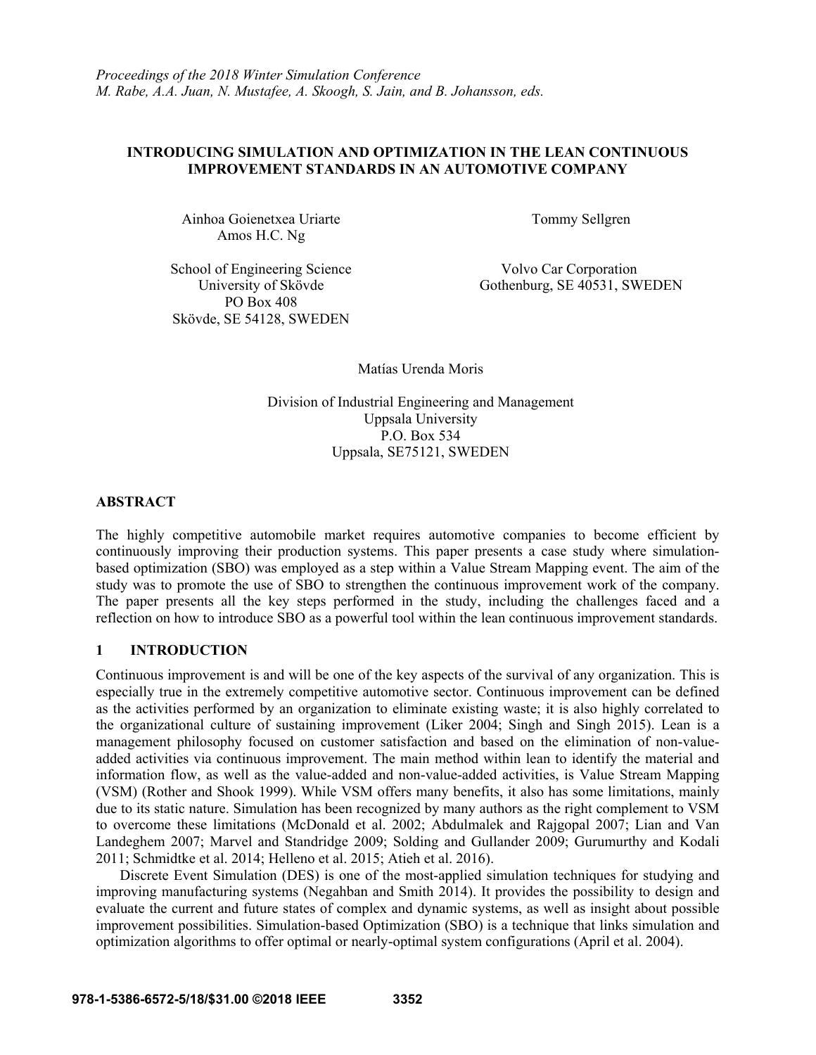*Proceedings of the 2018 Winter Simulation Conference*
*M. Rabe, A.A. Juan, N. Mustafee, A. Skoogh, S. Jain, and B. Johansson, eds.*

# INTRODUCING SIMULATION AND OPTIMIZATION IN THE LEAN CONTINUOUS IMPROVEMENT STANDARDS IN AN AUTOMOTIVE COMPANY

Ainhoa Goienetxea Uriarte
Amos H.C. Ng

School of Engineering Science
University of Skövde
PO Box 408
Skövde, SE 54128, SWEDEN

Tommy Sellgren

Volvo Car Corporation
Gothenburg, SE 40531, SWEDEN

Matías Urenda Moris

Division of Industrial Engineering and Management
Uppsala University
P.O. Box 534
Uppsala, SE75121, SWEDEN

## ABSTRACT

The highly competitive automobile market requires automotive companies to become efficient by continuously improving their production systems. This paper presents a case study where simulation-based optimization (SBO) was employed as a step within a Value Stream Mapping event. The aim of the study was to promote the use of SBO to strengthen the continuous improvement work of the company. The paper presents all the key steps performed in the study, including the challenges faced and a reflection on how to introduce SBO as a powerful tool within the lean continuous improvement standards.

## 1 INTRODUCTION

Continuous improvement is and will be one of the key aspects of the survival of any organization. This is especially true in the extremely competitive automotive sector. Continuous improvement can be defined as the activities performed by an organization to eliminate existing waste; it is also highly correlated to the organizational culture of sustaining improvement (Liker 2004; Singh and Singh 2015). Lean is a management philosophy focused on customer satisfaction and based on the elimination of non-value-added activities via continuous improvement. The main method within lean to identify the material and information flow, as well as the value-added and non-value-added activities, is Value Stream Mapping (VSM) (Rother and Shook 1999). While VSM offers many benefits, it also has some limitations, mainly due to its static nature. Simulation has been recognized by many authors as the right complement to VSM to overcome these limitations (McDonald et al. 2002; Abdulmalek and Rajgopal 2007; Lian and Van Landeghem 2007; Marvel and Standridge 2009; Solding and Gullander 2009; Gurumurthy and Kodali 2011; Schmidtke et al. 2014; Helleno et al. 2015; Atieh et al. 2016).

Discrete Event Simulation (DES) is one of the most-applied simulation techniques for studying and improving manufacturing systems (Negahban and Smith 2014). It provides the possibility to design and evaluate the current and future states of complex and dynamic systems, as well as insight about possible improvement possibilities. Simulation-based Optimization (SBO) is a technique that links simulation and optimization algorithms to offer optimal or nearly-optimal system configurations (April et al. 2004).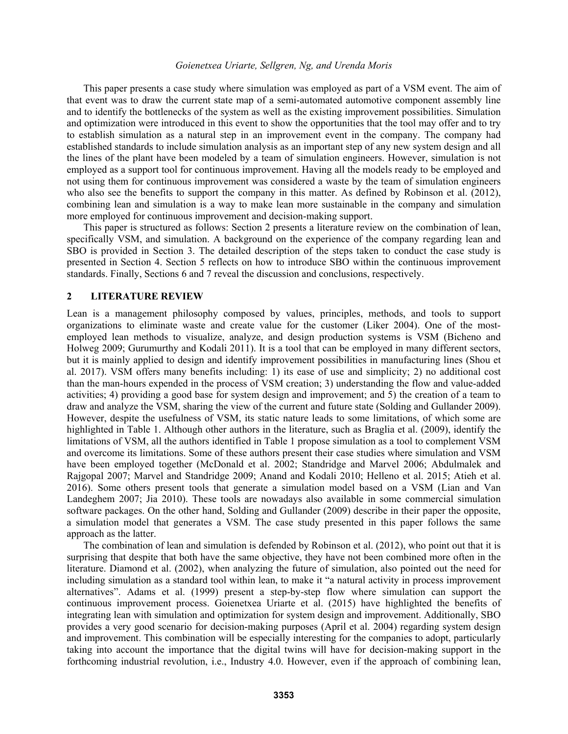This paper presents a case study where simulation was employed as part of a VSM event. The aim of that event was to draw the current state map of a semi-automated automotive component assembly line and to identify the bottlenecks of the system as well as the existing improvement possibilities. Simulation and optimization were introduced in this event to show the opportunities that the tool may offer and to try to establish simulation as a natural step in an improvement event in the company. The company had established standards to include simulation analysis as an important step of any new system design and all the lines of the plant have been modeled by a team of simulation engineers. However, simulation is not employed as a support tool for continuous improvement. Having all the models ready to be employed and not using them for continuous improvement was considered a waste by the team of simulation engineers who also see the benefits to support the company in this matter. As defined by Robinson et al. (2012), combining lean and simulation is a way to make lean more sustainable in the company and simulation more employed for continuous improvement and decision-making support.

This paper is structured as follows: Section 2 presents a literature review on the combination of lean, specifically VSM, and simulation. A background on the experience of the company regarding lean and SBO is provided in Section 3. The detailed description of the steps taken to conduct the case study is presented in Section 4. Section 5 reflects on how to introduce SBO within the continuous improvement standards. Finally, Sections 6 and 7 reveal the discussion and conclusions, respectively.

## 2 LITERATURE REVIEW

Lean is a management philosophy composed by values, principles, methods, and tools to support organizations to eliminate waste and create value for the customer (Liker 2004). One of the most-employed lean methods to visualize, analyze, and design production systems is VSM (Bicheno and Holweg 2009; Gurumurthy and Kodali 2011). It is a tool that can be employed in many different sectors, but it is mainly applied to design and identify improvement possibilities in manufacturing lines (Shou et al. 2017). VSM offers many benefits including: 1) its ease of use and simplicity; 2) no additional cost than the man-hours expended in the process of VSM creation; 3) understanding the flow and value-added activities; 4) providing a good base for system design and improvement; and 5) the creation of a team to draw and analyze the VSM, sharing the view of the current and future state (Solding and Gullander 2009). However, despite the usefulness of VSM, its static nature leads to some limitations, of which some are highlighted in Table 1. Although other authors in the literature, such as Braglia et al. (2009), identify the limitations of VSM, all the authors identified in Table 1 propose simulation as a tool to complement VSM and overcome its limitations. Some of these authors present their case studies where simulation and VSM have been employed together (McDonald et al. 2002; Standridge and Marvel 2006; Abdulmalek and Rajgopal 2007; Marvel and Standridge 2009; Anand and Kodali 2010; Helleno et al. 2015; Atieh et al. 2016). Some others present tools that generate a simulation model based on a VSM (Lian and Van Landeghem 2007; Jia 2010). These tools are nowadays also available in some commercial simulation software packages. On the other hand, Solding and Gullander (2009) describe in their paper the opposite, a simulation model that generates a VSM. The case study presented in this paper follows the same approach as the latter.

The combination of lean and simulation is defended by Robinson et al. (2012), who point out that it is surprising that despite that both have the same objective, they have not been combined more often in the literature. Diamond et al. (2002), when analyzing the future of simulation, also pointed out the need for including simulation as a standard tool within lean, to make it "a natural activity in process improvement alternatives". Adams et al. (1999) present a step-by-step flow where simulation can support the continuous improvement process. Goienetxea Uriarte et al. (2015) have highlighted the benefits of integrating lean with simulation and optimization for system design and improvement. Additionally, SBO provides a very good scenario for decision-making purposes (April et al. 2004) regarding system design and improvement. This combination will be especially interesting for the companies to adopt, particularly taking into account the importance that the digital twins will have for decision-making support in the forthcoming industrial revolution, i.e., Industry 4.0. However, even if the approach of combining lean,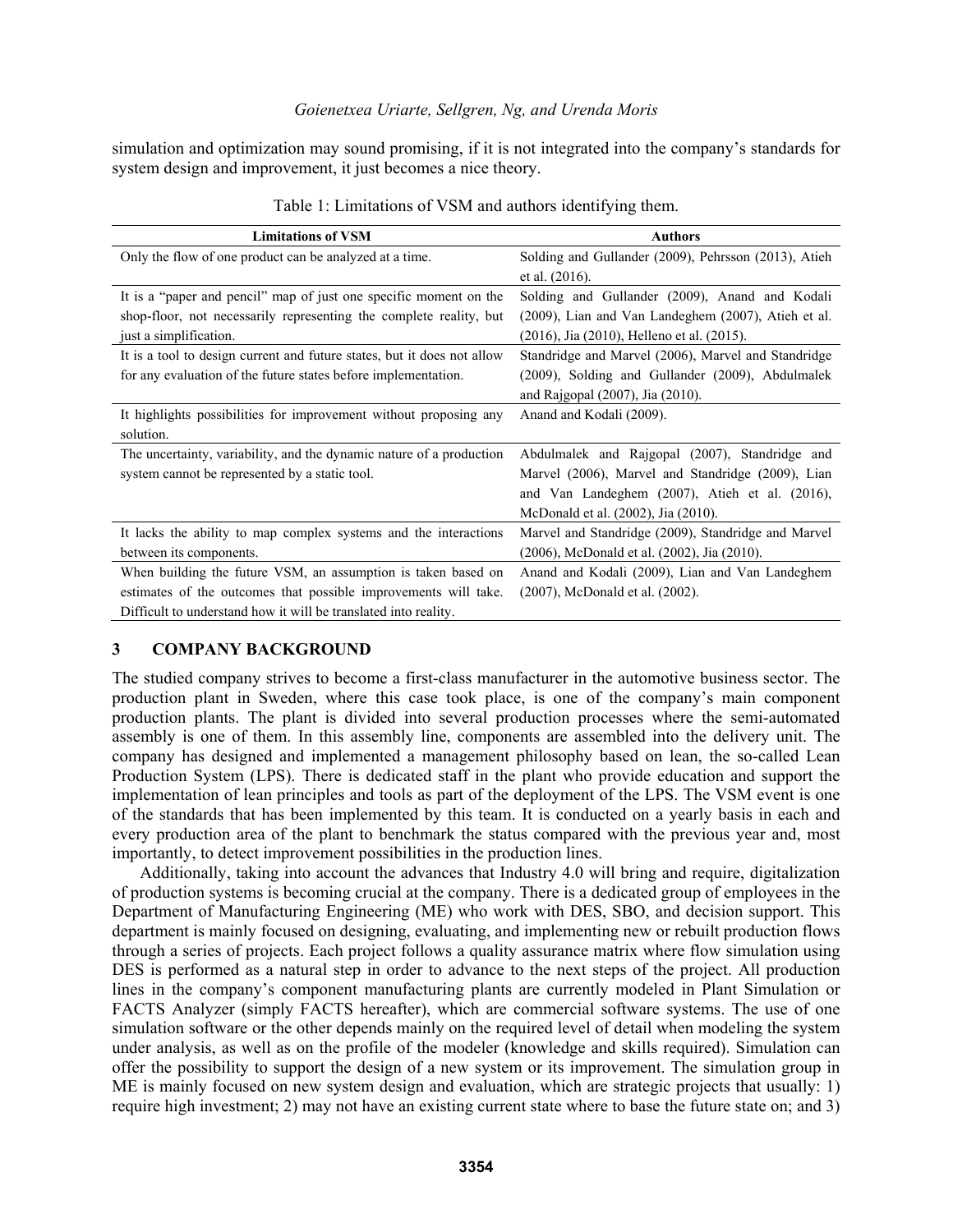simulation and optimization may sound promising, if it is not integrated into the company's standards for system design and improvement, it just becomes a nice theory.

Table 1: Limitations of VSM and authors identifying them.

| Limitations of VSM | Authors |
| --- | --- |
| Only the flow of one product can be analyzed at a time. | Solding and Gullander (2009), Pehrsson (2013), Atieh et al. (2016). |
| It is a "paper and pencil" map of just one specific moment on the shop-floor, not necessarily representing the complete reality, but just a simplification. | Solding and Gullander (2009), Anand and Kodali (2009), Lian and Van Landeghem (2007), Atieh et al. (2016), Jia (2010), Helleno et al. (2015). |
| It is a tool to design current and future states, but it does not allow for any evaluation of the future states before implementation. | Standridge and Marvel (2006), Marvel and Standridge (2009), Solding and Gullander (2009), Abdulmalek and Rajgopal (2007), Jia (2010). |
| It highlights possibilities for improvement without proposing any solution. | Anand and Kodali (2009). |
| The uncertainty, variability, and the dynamic nature of a production system cannot be represented by a static tool. | Abdulmalek and Rajgopal (2007), Standridge and Marvel (2006), Marvel and Standridge (2009), Lian and Van Landeghem (2007), Atieh et al. (2016), McDonald et al. (2002), Jia (2010). |
| It lacks the ability to map complex systems and the interactions between its components. | Marvel and Standridge (2009), Standridge and Marvel (2006), McDonald et al. (2002), Jia (2010). |
| When building the future VSM, an assumption is taken based on estimates of the outcomes that possible improvements will take. Difficult to understand how it will be translated into reality. | Anand and Kodali (2009), Lian and Van Landeghem (2007), McDonald et al. (2002). |

## 3 COMPANY BACKGROUND

The studied company strives to become a first-class manufacturer in the automotive business sector. The production plant in Sweden, where this case took place, is one of the company's main component production plants. The plant is divided into several production processes where the semi-automated assembly is one of them. In this assembly line, components are assembled into the delivery unit. The company has designed and implemented a management philosophy based on lean, the so-called Lean Production System (LPS). There is dedicated staff in the plant who provide education and support the implementation of lean principles and tools as part of the deployment of the LPS. The VSM event is one of the standards that has been implemented by this team. It is conducted on a yearly basis in each and every production area of the plant to benchmark the status compared with the previous year and, most importantly, to detect improvement possibilities in the production lines.

Additionally, taking into account the advances that Industry 4.0 will bring and require, digitalization of production systems is becoming crucial at the company. There is a dedicated group of employees in the Department of Manufacturing Engineering (ME) who work with DES, SBO, and decision support. This department is mainly focused on designing, evaluating, and implementing new or rebuilt production flows through a series of projects. Each project follows a quality assurance matrix where flow simulation using DES is performed as a natural step in order to advance to the next steps of the project. All production lines in the company's component manufacturing plants are currently modeled in Plant Simulation or FACTS Analyzer (simply FACTS hereafter), which are commercial software systems. The use of one simulation software or the other depends mainly on the required level of detail when modeling the system under analysis, as well as on the profile of the modeler (knowledge and skills required). Simulation can offer the possibility to support the design of a new system or its improvement. The simulation group in ME is mainly focused on new system design and evaluation, which are strategic projects that usually: 1) require high investment; 2) may not have an existing current state where to base the future state on; and 3)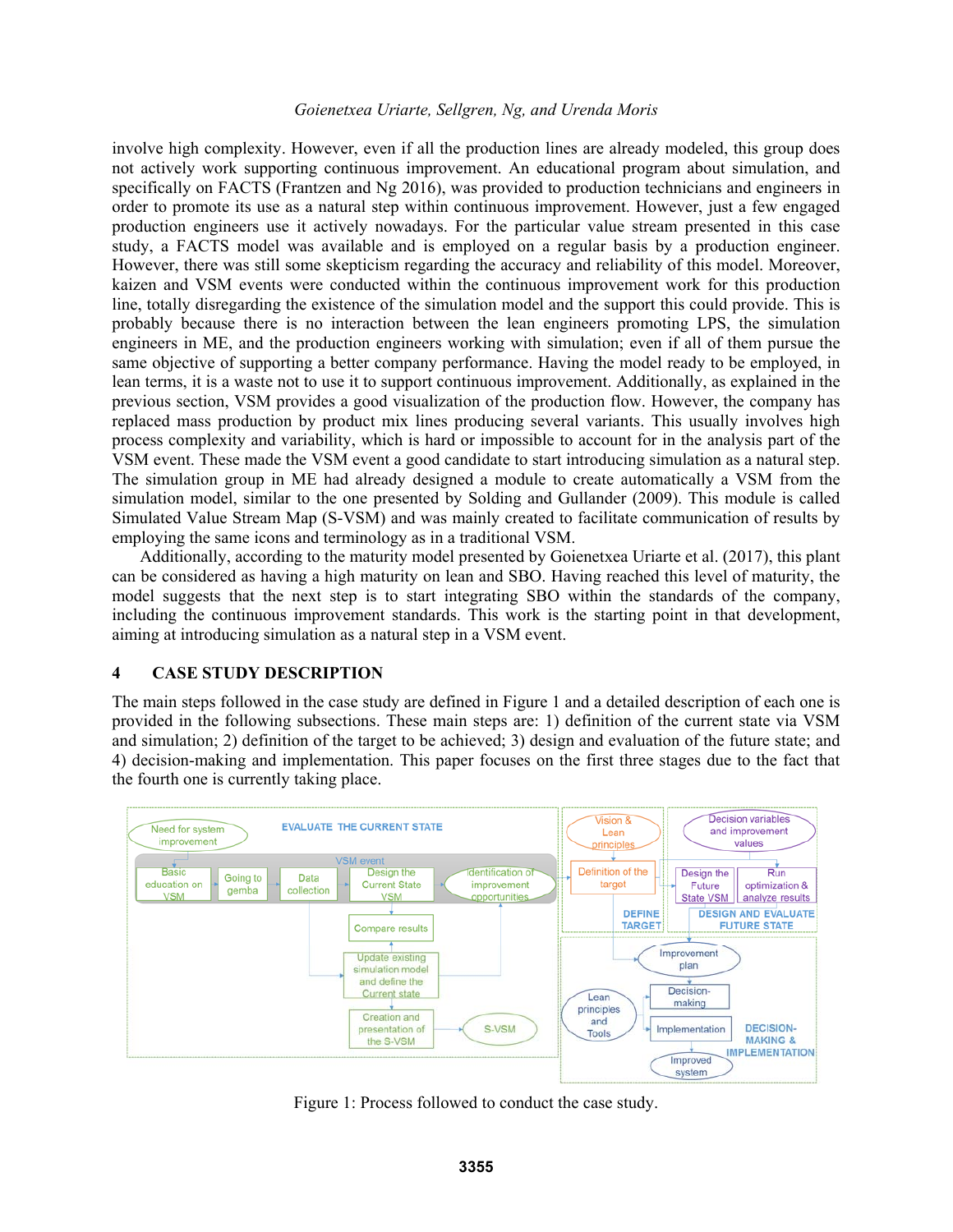involve high complexity. However, even if all the production lines are already modeled, this group does not actively work supporting continuous improvement. An educational program about simulation, and specifically on FACTS (Frantzen and Ng 2016), was provided to production technicians and engineers in order to promote its use as a natural step within continuous improvement. However, just a few engaged production engineers use it actively nowadays. For the particular value stream presented in this case study, a FACTS model was available and is employed on a regular basis by a production engineer. However, there was still some skepticism regarding the accuracy and reliability of this model. Moreover, kaizen and VSM events were conducted within the continuous improvement work for this production line, totally disregarding the existence of the simulation model and the support this could provide. This is probably because there is no interaction between the lean engineers promoting LPS, the simulation engineers in ME, and the production engineers working with simulation; even if all of them pursue the same objective of supporting a better company performance. Having the model ready to be employed, in lean terms, it is a waste not to use it to support continuous improvement. Additionally, as explained in the previous section, VSM provides a good visualization of the production flow. However, the company has replaced mass production by product mix lines producing several variants. This usually involves high process complexity and variability, which is hard or impossible to account for in the analysis part of the VSM event. These made the VSM event a good candidate to start introducing simulation as a natural step. The simulation group in ME had already designed a module to create automatically a VSM from the simulation model, similar to the one presented by Solding and Gullander (2009). This module is called Simulated Value Stream Map (S-VSM) and was mainly created to facilitate communication of results by employing the same icons and terminology as in a traditional VSM.

Additionally, according to the maturity model presented by Goienetxea Uriarte et al. (2017), this plant can be considered as having a high maturity on lean and SBO. Having reached this level of maturity, the model suggests that the next step is to start integrating SBO within the standards of the company, including the continuous improvement standards. This work is the starting point in that development, aiming at introducing simulation as a natural step in a VSM event.

## 4 CASE STUDY DESCRIPTION

The main steps followed in the case study are defined in Figure 1 and a detailed description of each one is provided in the following subsections. These main steps are: 1) definition of the current state via VSM and simulation; 2) definition of the target to be achieved; 3) design and evaluation of the future state; and 4) decision-making and implementation. This paper focuses on the first three stages due to the fact that the fourth one is currently taking place.

Figure 1: Process followed to conduct the case study.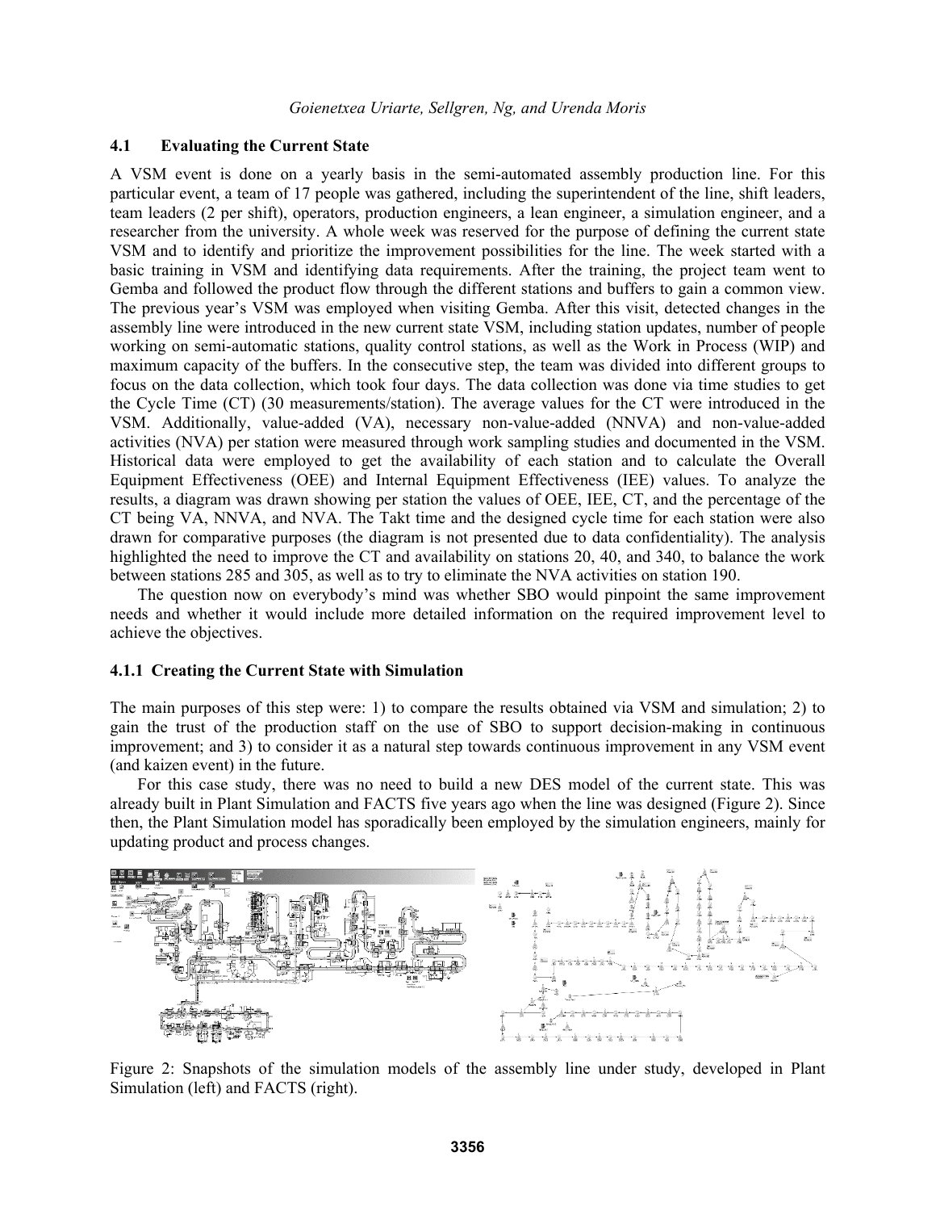### 4.1 Evaluating the Current State

A VSM event is done on a yearly basis in the semi-automated assembly production line. For this particular event, a team of 17 people was gathered, including the superintendent of the line, shift leaders, team leaders (2 per shift), operators, production engineers, a lean engineer, a simulation engineer, and a researcher from the university. A whole week was reserved for the purpose of defining the current state VSM and to identify and prioritize the improvement possibilities for the line. The week started with a basic training in VSM and identifying data requirements. After the training, the project team went to Gemba and followed the product flow through the different stations and buffers to gain a common view. The previous year's VSM was employed when visiting Gemba. After this visit, detected changes in the assembly line were introduced in the new current state VSM, including station updates, number of people working on semi-automatic stations, quality control stations, as well as the Work in Process (WIP) and maximum capacity of the buffers. In the consecutive step, the team was divided into different groups to focus on the data collection, which took four days. The data collection was done via time studies to get the Cycle Time (CT) (30 measurements/station). The average values for the CT were introduced in the VSM. Additionally, value-added (VA), necessary non-value-added (NNVA) and non-value-added activities (NVA) per station were measured through work sampling studies and documented in the VSM. Historical data were employed to get the availability of each station and to calculate the Overall Equipment Effectiveness (OEE) and Internal Equipment Effectiveness (IEE) values. To analyze the results, a diagram was drawn showing per station the values of OEE, IEE, CT, and the percentage of the CT being VA, NNVA, and NVA. The Takt time and the designed cycle time for each station were also drawn for comparative purposes (the diagram is not presented due to data confidentiality). The analysis highlighted the need to improve the CT and availability on stations 20, 40, and 340, to balance the work between stations 285 and 305, as well as to try to eliminate the NVA activities on station 190.

The question now on everybody's mind was whether SBO would pinpoint the same improvement needs and whether it would include more detailed information on the required improvement level to achieve the objectives.

#### 4.1.1 Creating the Current State with Simulation

The main purposes of this step were: 1) to compare the results obtained via VSM and simulation; 2) to gain the trust of the production staff on the use of SBO to support decision-making in continuous improvement; and 3) to consider it as a natural step towards continuous improvement in any VSM event (and kaizen event) in the future.

For this case study, there was no need to build a new DES model of the current state. This was already built in Plant Simulation and FACTS five years ago when the line was designed (Figure 2). Since then, the Plant Simulation model has sporadically been employed by the simulation engineers, mainly for updating product and process changes.

Figure 2: Snapshots of the simulation models of the assembly line under study, developed in Plant Simulation (left) and FACTS (right).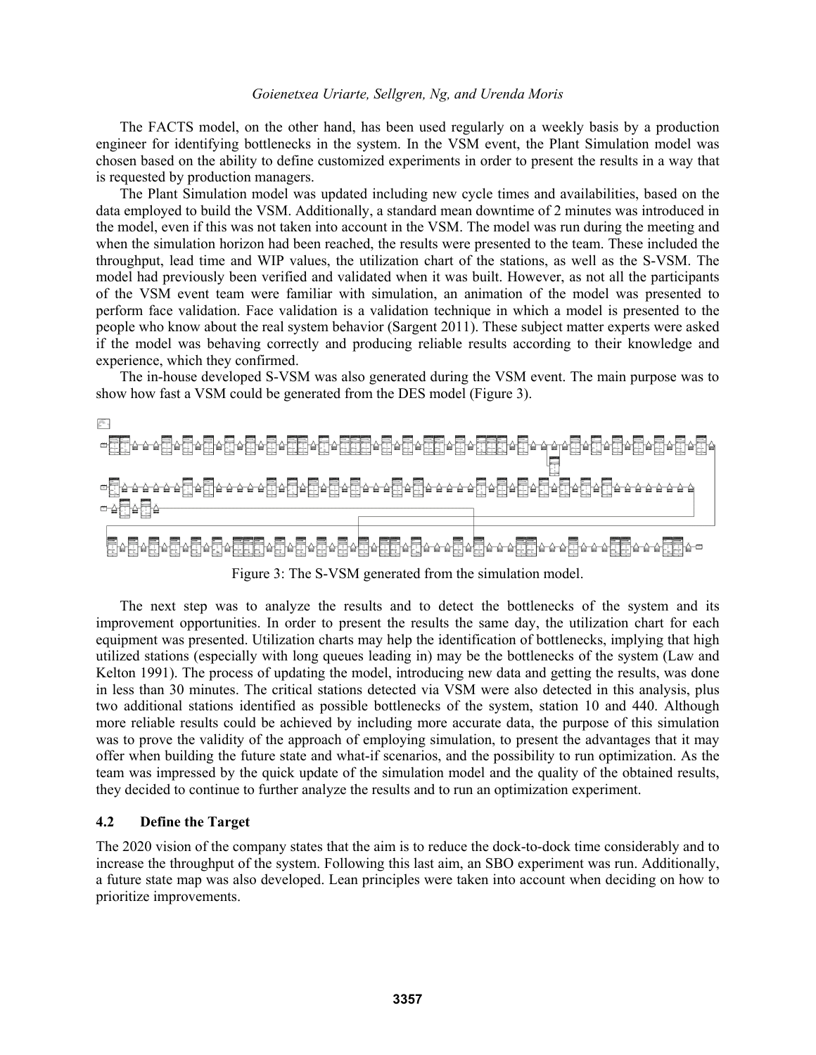The FACTS model, on the other hand, has been used regularly on a weekly basis by a production engineer for identifying bottlenecks in the system. In the VSM event, the Plant Simulation model was chosen based on the ability to define customized experiments in order to present the results in a way that is requested by production managers.

The Plant Simulation model was updated including new cycle times and availabilities, based on the data employed to build the VSM. Additionally, a standard mean downtime of 2 minutes was introduced in the model, even if this was not taken into account in the VSM. The model was run during the meeting and when the simulation horizon had been reached, the results were presented to the team. These included the throughput, lead time and WIP values, the utilization chart of the stations, as well as the S-VSM. The model had previously been verified and validated when it was built. However, as not all the participants of the VSM event team were familiar with simulation, an animation of the model was presented to perform face validation. Face validation is a validation technique in which a model is presented to the people who know about the real system behavior (Sargent 2011). These subject matter experts were asked if the model was behaving correctly and producing reliable results according to their knowledge and experience, which they confirmed.

The in-house developed S-VSM was also generated during the VSM event. The main purpose was to show how fast a VSM could be generated from the DES model (Figure 3).

Figure 3: The S-VSM generated from the simulation model.

The next step was to analyze the results and to detect the bottlenecks of the system and its improvement opportunities. In order to present the results the same day, the utilization chart for each equipment was presented. Utilization charts may help the identification of bottlenecks, implying that high utilized stations (especially with long queues leading in) may be the bottlenecks of the system (Law and Kelton 1991). The process of updating the model, introducing new data and getting the results, was done in less than 30 minutes. The critical stations detected via VSM were also detected in this analysis, plus two additional stations identified as possible bottlenecks of the system, station 10 and 440. Although more reliable results could be achieved by including more accurate data, the purpose of this simulation was to prove the validity of the approach of employing simulation, to present the advantages that it may offer when building the future state and what-if scenarios, and the possibility to run optimization. As the team was impressed by the quick update of the simulation model and the quality of the obtained results, they decided to continue to further analyze the results and to run an optimization experiment.

### 4.2 Define the Target

The 2020 vision of the company states that the aim is to reduce the dock-to-dock time considerably and to increase the throughput of the system. Following this last aim, an SBO experiment was run. Additionally, a future state map was also developed. Lean principles were taken into account when deciding on how to prioritize improvements.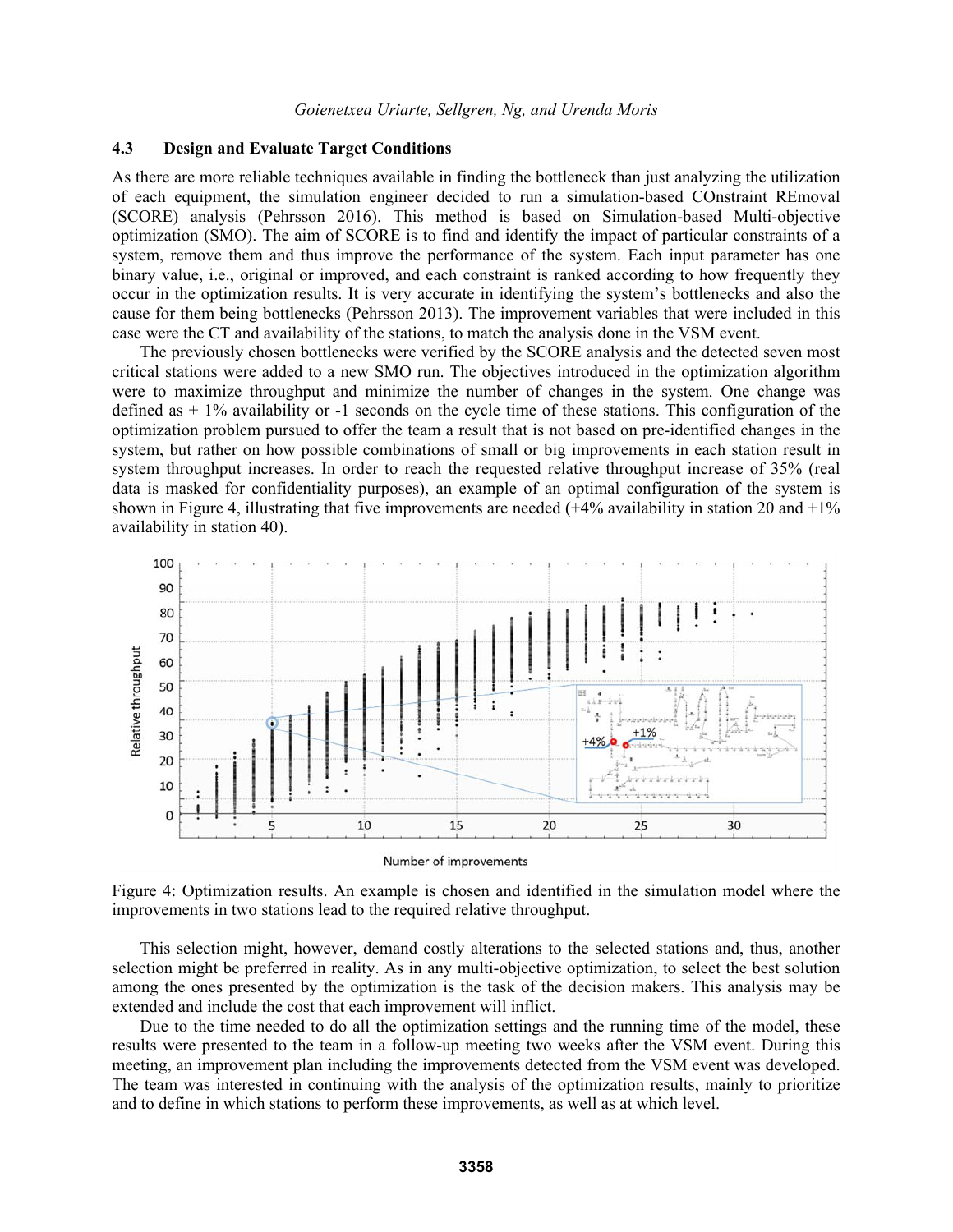### 4.3 Design and Evaluate Target Conditions

As there are more reliable techniques available in finding the bottleneck than just analyzing the utilization of each equipment, the simulation engineer decided to run a simulation-based COnstraint REmoval (SCORE) analysis (Pehrsson 2016). This method is based on Simulation-based Multi-objective optimization (SMO). The aim of SCORE is to find and identify the impact of particular constraints of a system, remove them and thus improve the performance of the system. Each input parameter has one binary value, i.e., original or improved, and each constraint is ranked according to how frequently they occur in the optimization results. It is very accurate in identifying the system's bottlenecks and also the cause for them being bottlenecks (Pehrsson 2013). The improvement variables that were included in this case were the CT and availability of the stations, to match the analysis done in the VSM event.

The previously chosen bottlenecks were verified by the SCORE analysis and the detected seven most critical stations were added to a new SMO run. The objectives introduced in the optimization algorithm were to maximize throughput and minimize the number of changes in the system. One change was defined as + 1% availability or -1 seconds on the cycle time of these stations. This configuration of the optimization problem pursued to offer the team a result that is not based on pre-identified changes in the system, but rather on how possible combinations of small or big improvements in each station result in system throughput increases. In order to reach the requested relative throughput increase of 35% (real data is masked for confidentiality purposes), an example of an optimal configuration of the system is shown in Figure 4, illustrating that five improvements are needed (+4% availability in station 20 and +1% availability in station 40).

Figure 4: Optimization results. An example is chosen and identified in the simulation model where the improvements in two stations lead to the required relative throughput.

This selection might, however, demand costly alterations to the selected stations and, thus, another selection might be preferred in reality. As in any multi-objective optimization, to select the best solution among the ones presented by the optimization is the task of the decision makers. This analysis may be extended and include the cost that each improvement will inflict.

Due to the time needed to do all the optimization settings and the running time of the model, these results were presented to the team in a follow-up meeting two weeks after the VSM event. During this meeting, an improvement plan including the improvements detected from the VSM event was developed. The team was interested in continuing with the analysis of the optimization results, mainly to prioritize and to define in which stations to perform these improvements, as well as at which level.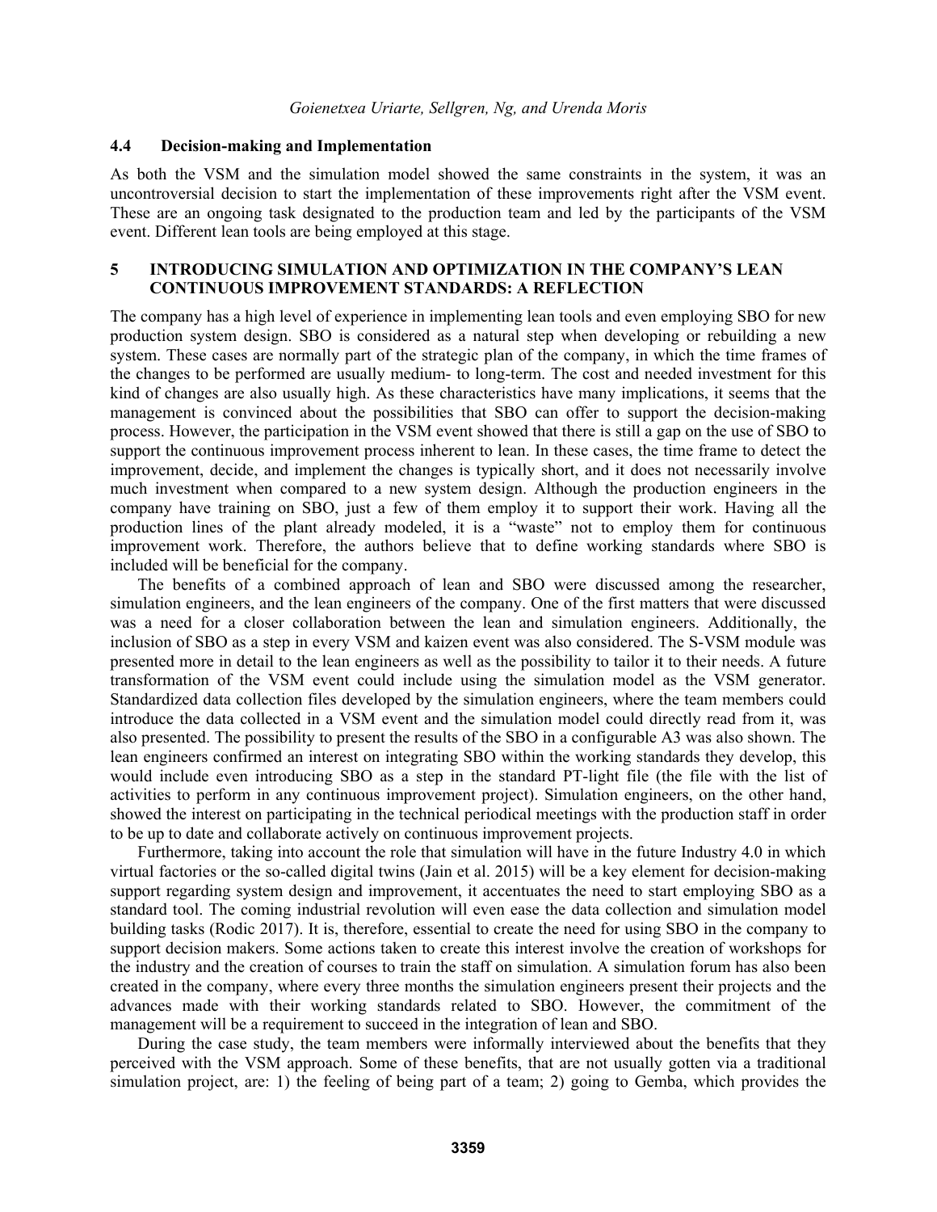### 4.4 Decision-making and Implementation

As both the VSM and the simulation model showed the same constraints in the system, it was an uncontroversial decision to start the implementation of these improvements right after the VSM event. These are an ongoing task designated to the production team and led by the participants of the VSM event. Different lean tools are being employed at this stage.

## 5 INTRODUCING SIMULATION AND OPTIMIZATION IN THE COMPANY'S LEAN CONTINUOUS IMPROVEMENT STANDARDS: A REFLECTION

The company has a high level of experience in implementing lean tools and even employing SBO for new production system design. SBO is considered as a natural step when developing or rebuilding a new system. These cases are normally part of the strategic plan of the company, in which the time frames of the changes to be performed are usually medium- to long-term. The cost and needed investment for this kind of changes are also usually high. As these characteristics have many implications, it seems that the management is convinced about the possibilities that SBO can offer to support the decision-making process. However, the participation in the VSM event showed that there is still a gap on the use of SBO to support the continuous improvement process inherent to lean. In these cases, the time frame to detect the improvement, decide, and implement the changes is typically short, and it does not necessarily involve much investment when compared to a new system design. Although the production engineers in the company have training on SBO, just a few of them employ it to support their work. Having all the production lines of the plant already modeled, it is a "waste" not to employ them for continuous improvement work. Therefore, the authors believe that to define working standards where SBO is included will be beneficial for the company.

The benefits of a combined approach of lean and SBO were discussed among the researcher, simulation engineers, and the lean engineers of the company. One of the first matters that were discussed was a need for a closer collaboration between the lean and simulation engineers. Additionally, the inclusion of SBO as a step in every VSM and kaizen event was also considered. The S-VSM module was presented more in detail to the lean engineers as well as the possibility to tailor it to their needs. A future transformation of the VSM event could include using the simulation model as the VSM generator. Standardized data collection files developed by the simulation engineers, where the team members could introduce the data collected in a VSM event and the simulation model could directly read from it, was also presented. The possibility to present the results of the SBO in a configurable A3 was also shown. The lean engineers confirmed an interest on integrating SBO within the working standards they develop, this would include even introducing SBO as a step in the standard PT-light file (the file with the list of activities to perform in any continuous improvement project). Simulation engineers, on the other hand, showed the interest on participating in the technical periodical meetings with the production staff in order to be up to date and collaborate actively on continuous improvement projects.

Furthermore, taking into account the role that simulation will have in the future Industry 4.0 in which virtual factories or the so-called digital twins (Jain et al. 2015) will be a key element for decision-making support regarding system design and improvement, it accentuates the need to start employing SBO as a standard tool. The coming industrial revolution will even ease the data collection and simulation model building tasks (Rodic 2017). It is, therefore, essential to create the need for using SBO in the company to support decision makers. Some actions taken to create this interest involve the creation of workshops for the industry and the creation of courses to train the staff on simulation. A simulation forum has also been created in the company, where every three months the simulation engineers present their projects and the advances made with their working standards related to SBO. However, the commitment of the management will be a requirement to succeed in the integration of lean and SBO.

During the case study, the team members were informally interviewed about the benefits that they perceived with the VSM approach. Some of these benefits, that are not usually gotten via a traditional simulation project, are: 1) the feeling of being part of a team; 2) going to Gemba, which provides the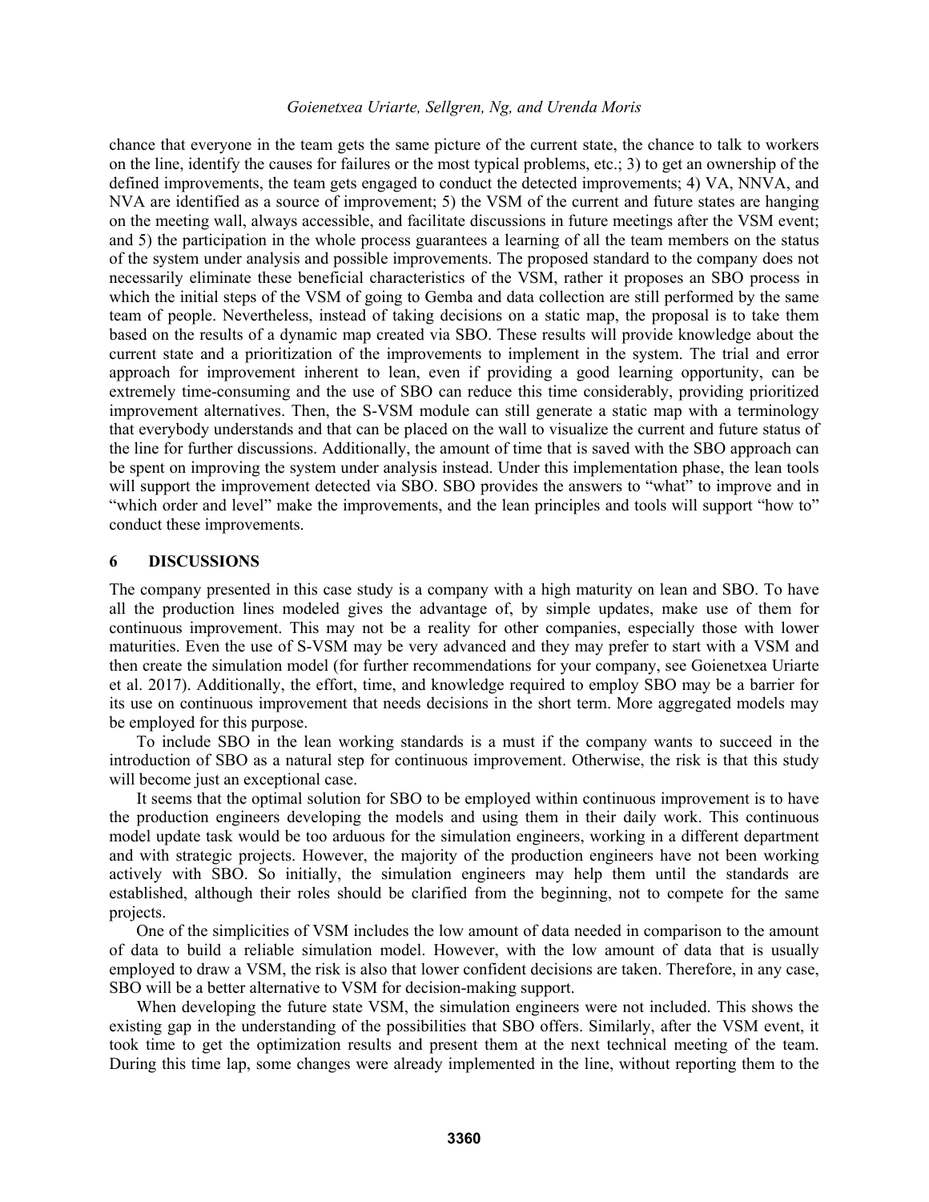chance that everyone in the team gets the same picture of the current state, the chance to talk to workers on the line, identify the causes for failures or the most typical problems, etc.; 3) to get an ownership of the defined improvements, the team gets engaged to conduct the detected improvements; 4) VA, NNVA, and NVA are identified as a source of improvement; 5) the VSM of the current and future states are hanging on the meeting wall, always accessible, and facilitate discussions in future meetings after the VSM event; and 5) the participation in the whole process guarantees a learning of all the team members on the status of the system under analysis and possible improvements. The proposed standard to the company does not necessarily eliminate these beneficial characteristics of the VSM, rather it proposes an SBO process in which the initial steps of the VSM of going to Gemba and data collection are still performed by the same team of people. Nevertheless, instead of taking decisions on a static map, the proposal is to take them based on the results of a dynamic map created via SBO. These results will provide knowledge about the current state and a prioritization of the improvements to implement in the system. The trial and error approach for improvement inherent to lean, even if providing a good learning opportunity, can be extremely time-consuming and the use of SBO can reduce this time considerably, providing prioritized improvement alternatives. Then, the S-VSM module can still generate a static map with a terminology that everybody understands and that can be placed on the wall to visualize the current and future status of the line for further discussions. Additionally, the amount of time that is saved with the SBO approach can be spent on improving the system under analysis instead. Under this implementation phase, the lean tools will support the improvement detected via SBO. SBO provides the answers to "what" to improve and in "which order and level" make the improvements, and the lean principles and tools will support "how to" conduct these improvements.

## 6 DISCUSSIONS

The company presented in this case study is a company with a high maturity on lean and SBO. To have all the production lines modeled gives the advantage of, by simple updates, make use of them for continuous improvement. This may not be a reality for other companies, especially those with lower maturities. Even the use of S-VSM may be very advanced and they may prefer to start with a VSM and then create the simulation model (for further recommendations for your company, see Goienetxea Uriarte et al. 2017). Additionally, the effort, time, and knowledge required to employ SBO may be a barrier for its use on continuous improvement that needs decisions in the short term. More aggregated models may be employed for this purpose.

To include SBO in the lean working standards is a must if the company wants to succeed in the introduction of SBO as a natural step for continuous improvement. Otherwise, the risk is that this study will become just an exceptional case.

It seems that the optimal solution for SBO to be employed within continuous improvement is to have the production engineers developing the models and using them in their daily work. This continuous model update task would be too arduous for the simulation engineers, working in a different department and with strategic projects. However, the majority of the production engineers have not been working actively with SBO. So initially, the simulation engineers may help them until the standards are established, although their roles should be clarified from the beginning, not to compete for the same projects.

One of the simplicities of VSM includes the low amount of data needed in comparison to the amount of data to build a reliable simulation model. However, with the low amount of data that is usually employed to draw a VSM, the risk is also that lower confident decisions are taken. Therefore, in any case, SBO will be a better alternative to VSM for decision-making support.

When developing the future state VSM, the simulation engineers were not included. This shows the existing gap in the understanding of the possibilities that SBO offers. Similarly, after the VSM event, it took time to get the optimization results and present them at the next technical meeting of the team. During this time lap, some changes were already implemented in the line, without reporting them to the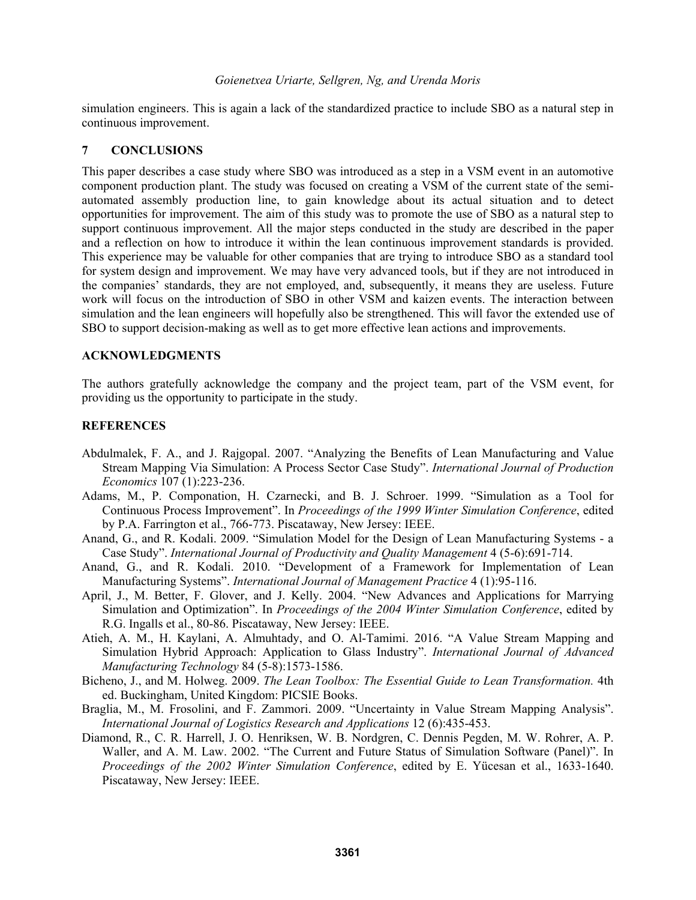simulation engineers. This is again a lack of the standardized practice to include SBO as a natural step in continuous improvement.

## 7 CONCLUSIONS

This paper describes a case study where SBO was introduced as a step in a VSM event in an automotive component production plant. The study was focused on creating a VSM of the current state of the semi-automated assembly production line, to gain knowledge about its actual situation and to detect opportunities for improvement. The aim of this study was to promote the use of SBO as a natural step to support continuous improvement. All the major steps conducted in the study are described in the paper and a reflection on how to introduce it within the lean continuous improvement standards is provided. This experience may be valuable for other companies that are trying to introduce SBO as a standard tool for system design and improvement. We may have very advanced tools, but if they are not introduced in the companies' standards, they are not employed, and, subsequently, it means they are useless. Future work will focus on the introduction of SBO in other VSM and kaizen events. The interaction between simulation and the lean engineers will hopefully also be strengthened. This will favor the extended use of SBO to support decision-making as well as to get more effective lean actions and improvements.

## ACKNOWLEDGMENTS

The authors gratefully acknowledge the company and the project team, part of the VSM event, for providing us the opportunity to participate in the study.

## REFERENCES

Abdulmalek, F. A., and J. Rajgopal. 2007. "Analyzing the Benefits of Lean Manufacturing and Value Stream Mapping Via Simulation: A Process Sector Case Study". *International Journal of Production Economics* 107 (1):223-236.

Adams, M., P. Componation, H. Czarnecki, and B. J. Schroer. 1999. "Simulation as a Tool for Continuous Process Improvement". In *Proceedings of the 1999 Winter Simulation Conference*, edited by P.A. Farrington et al., 766-773. Piscataway, New Jersey: IEEE.

Anand, G., and R. Kodali. 2009. "Simulation Model for the Design of Lean Manufacturing Systems - a Case Study". *International Journal of Productivity and Quality Management* 4 (5-6):691-714.

Anand, G., and R. Kodali. 2010. "Development of a Framework for Implementation of Lean Manufacturing Systems". *International Journal of Management Practice* 4 (1):95-116.

April, J., M. Better, F. Glover, and J. Kelly. 2004. "New Advances and Applications for Marrying Simulation and Optimization". In *Proceedings of the 2004 Winter Simulation Conference*, edited by R.G. Ingalls et al., 80-86. Piscataway, New Jersey: IEEE.

Atieh, A. M., H. Kaylani, A. Almuhtady, and O. Al-Tamimi. 2016. "A Value Stream Mapping and Simulation Hybrid Approach: Application to Glass Industry". *International Journal of Advanced Manufacturing Technology* 84 (5-8):1573-1586.

Bicheno, J., and M. Holweg. 2009. *The Lean Toolbox: The Essential Guide to Lean Transformation.* 4th ed. Buckingham, United Kingdom: PICSIE Books.

Braglia, M., M. Frosolini, and F. Zammori. 2009. "Uncertainty in Value Stream Mapping Analysis". *International Journal of Logistics Research and Applications* 12 (6):435-453.

Diamond, R., C. R. Harrell, J. O. Henriksen, W. B. Nordgren, C. Dennis Pegden, M. W. Rohrer, A. P. Waller, and A. M. Law. 2002. "The Current and Future Status of Simulation Software (Panel)". In *Proceedings of the 2002 Winter Simulation Conference*, edited by E. Yücesan et al., 1633-1640. Piscataway, New Jersey: IEEE.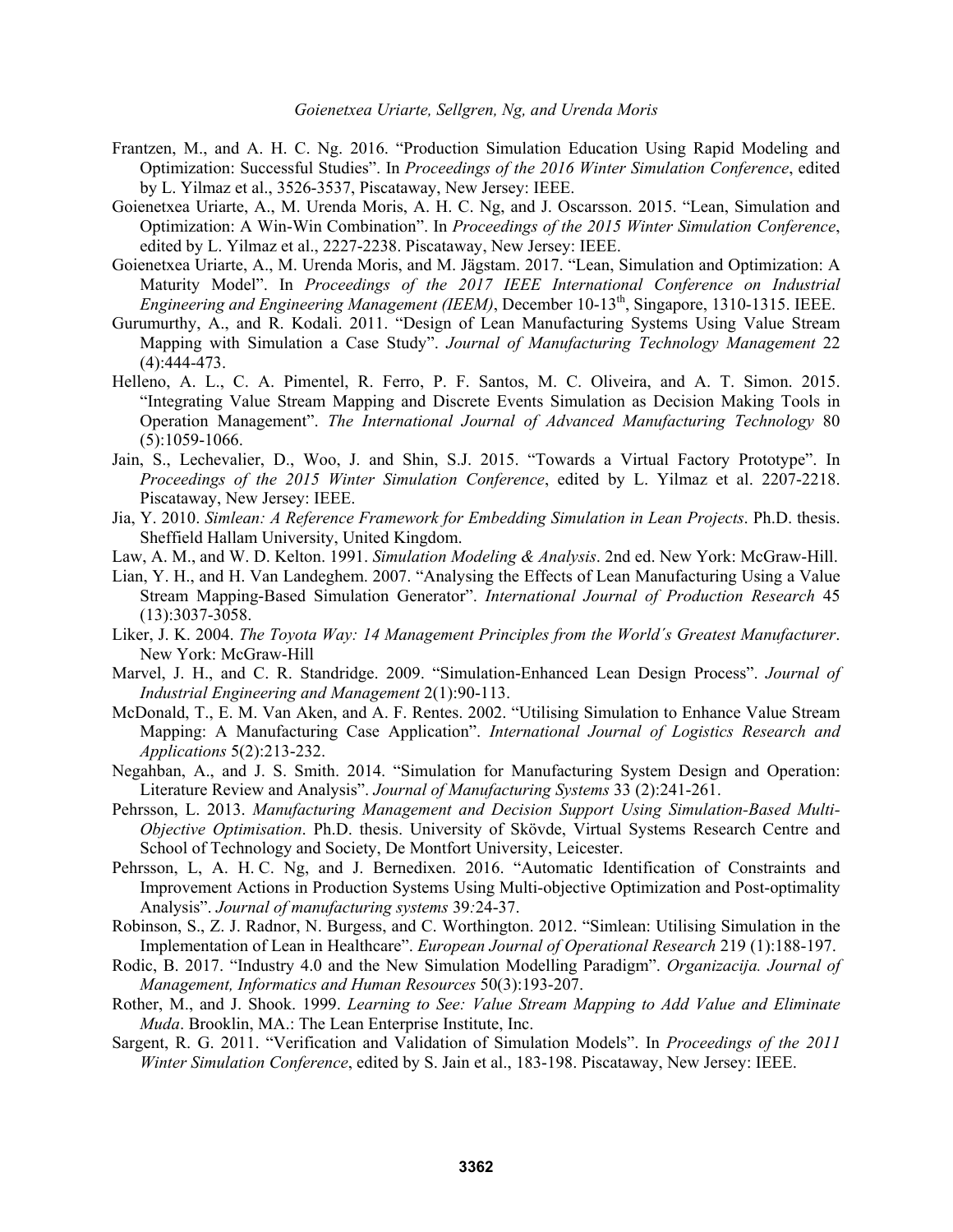Frantzen, M., and A. H. C. Ng. 2016. "Production Simulation Education Using Rapid Modeling and Optimization: Successful Studies". In *Proceedings of the 2016 Winter Simulation Conference*, edited by L. Yilmaz et al., 3526-3537, Piscataway, New Jersey: IEEE.

Goienetxea Uriarte, A., M. Urenda Moris, A. H. C. Ng, and J. Oscarsson. 2015. "Lean, Simulation and Optimization: A Win-Win Combination". In *Proceedings of the 2015 Winter Simulation Conference*, edited by L. Yilmaz et al., 2227-2238. Piscataway, New Jersey: IEEE.

Goienetxea Uriarte, A., M. Urenda Moris, and M. Jägstam. 2017. "Lean, Simulation and Optimization: A Maturity Model". In *Proceedings of the 2017 IEEE International Conference on Industrial Engineering and Engineering Management (IEEM)*, December 10-13th, Singapore, 1310-1315. IEEE.

Gurumurthy, A., and R. Kodali. 2011. "Design of Lean Manufacturing Systems Using Value Stream Mapping with Simulation a Case Study". *Journal of Manufacturing Technology Management* 22 (4):444-473.

Helleno, A. L., C. A. Pimentel, R. Ferro, P. F. Santos, M. C. Oliveira, and A. T. Simon. 2015. "Integrating Value Stream Mapping and Discrete Events Simulation as Decision Making Tools in Operation Management". *The International Journal of Advanced Manufacturing Technology* 80 (5):1059-1066.

Jain, S., Lechevalier, D., Woo, J. and Shin, S.J. 2015. "Towards a Virtual Factory Prototype". In *Proceedings of the 2015 Winter Simulation Conference*, edited by L. Yilmaz et al. 2207-2218. Piscataway, New Jersey: IEEE.

Jia, Y. 2010. *Simlean: A Reference Framework for Embedding Simulation in Lean Projects*. Ph.D. thesis. Sheffield Hallam University, United Kingdom.

Law, A. M., and W. D. Kelton. 1991. *Simulation Modeling & Analysis*. 2nd ed. New York: McGraw-Hill.

Lian, Y. H., and H. Van Landeghem. 2007. "Analysing the Effects of Lean Manufacturing Using a Value Stream Mapping-Based Simulation Generator". *International Journal of Production Research* 45 (13):3037-3058.

Liker, J. K. 2004. *The Toyota Way: 14 Management Principles from the World´s Greatest Manufacturer*. New York: McGraw-Hill

Marvel, J. H., and C. R. Standridge. 2009. "Simulation-Enhanced Lean Design Process". *Journal of Industrial Engineering and Management* 2(1):90-113.

McDonald, T., E. M. Van Aken, and A. F. Rentes. 2002. "Utilising Simulation to Enhance Value Stream Mapping: A Manufacturing Case Application". *International Journal of Logistics Research and Applications* 5(2):213-232.

Negahban, A., and J. S. Smith. 2014. "Simulation for Manufacturing System Design and Operation: Literature Review and Analysis". *Journal of Manufacturing Systems* 33 (2):241-261.

Pehrsson, L. 2013. *Manufacturing Management and Decision Support Using Simulation-Based Multi-Objective Optimisation*. Ph.D. thesis. University of Skövde, Virtual Systems Research Centre and School of Technology and Society, De Montfort University, Leicester.

Pehrsson, L, A. H. C. Ng, and J. Bernedixen. 2016. "Automatic Identification of Constraints and Improvement Actions in Production Systems Using Multi-objective Optimization and Post-optimality Analysis". *Journal of manufacturing systems* 39*:*24-37.

Robinson, S., Z. J. Radnor, N. Burgess, and C. Worthington. 2012. "Simlean: Utilising Simulation in the Implementation of Lean in Healthcare". *European Journal of Operational Research* 219 (1):188-197.

Rodic, B. 2017. "Industry 4.0 and the New Simulation Modelling Paradigm". *Organizacija. Journal of Management, Informatics and Human Resources* 50(3):193-207.

Rother, M., and J. Shook. 1999. *Learning to See: Value Stream Mapping to Add Value and Eliminate Muda*. Brooklin, MA.: The Lean Enterprise Institute, Inc.

Sargent, R. G. 2011. "Verification and Validation of Simulation Models". In *Proceedings of the 2011 Winter Simulation Conference*, edited by S. Jain et al., 183-198. Piscataway, New Jersey: IEEE.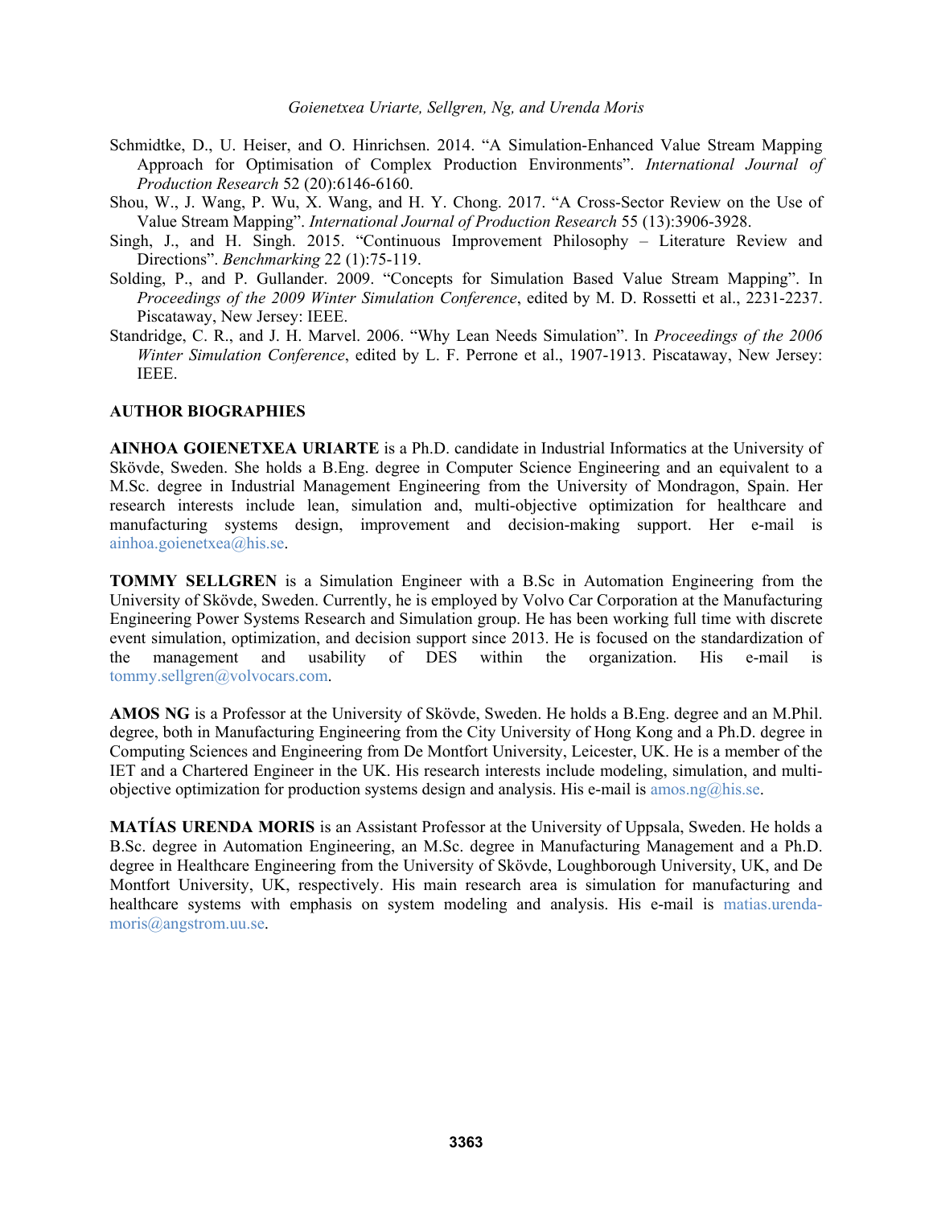Schmidtke, D., U. Heiser, and O. Hinrichsen. 2014. "A Simulation-Enhanced Value Stream Mapping Approach for Optimisation of Complex Production Environments". *International Journal of Production Research* 52 (20):6146-6160.

Shou, W., J. Wang, P. Wu, X. Wang, and H. Y. Chong. 2017. "A Cross-Sector Review on the Use of Value Stream Mapping". *International Journal of Production Research* 55 (13):3906-3928.

Singh, J., and H. Singh. 2015. "Continuous Improvement Philosophy – Literature Review and Directions". *Benchmarking* 22 (1):75-119.

Solding, P., and P. Gullander. 2009. "Concepts for Simulation Based Value Stream Mapping". In *Proceedings of the 2009 Winter Simulation Conference*, edited by M. D. Rossetti et al., 2231-2237. Piscataway, New Jersey: IEEE.

Standridge, C. R., and J. H. Marvel. 2006. "Why Lean Needs Simulation". In *Proceedings of the 2006 Winter Simulation Conference*, edited by L. F. Perrone et al., 1907-1913. Piscataway, New Jersey: IEEE.

## AUTHOR BIOGRAPHIES

**AINHOA GOIENETXEA URIARTE** is a Ph.D. candidate in Industrial Informatics at the University of Skövde, Sweden. She holds a B.Eng. degree in Computer Science Engineering and an equivalent to a M.Sc. degree in Industrial Management Engineering from the University of Mondragon, Spain. Her research interests include lean, simulation and, multi-objective optimization for healthcare and manufacturing systems design, improvement and decision-making support. Her e-mail is ainhoa.goienetxea@his.se.

**TOMMY SELLGREN** is a Simulation Engineer with a B.Sc in Automation Engineering from the University of Skövde, Sweden. Currently, he is employed by Volvo Car Corporation at the Manufacturing Engineering Power Systems Research and Simulation group. He has been working full time with discrete event simulation, optimization, and decision support since 2013. He is focused on the standardization of the management and usability of DES within the organization. His e-mail is tommy.sellgren@volvocars.com.

**AMOS NG** is a Professor at the University of Skövde, Sweden. He holds a B.Eng. degree and an M.Phil. degree, both in Manufacturing Engineering from the City University of Hong Kong and a Ph.D. degree in Computing Sciences and Engineering from De Montfort University, Leicester, UK. He is a member of the IET and a Chartered Engineer in the UK. His research interests include modeling, simulation, and multi-objective optimization for production systems design and analysis. His e-mail is amos.ng@his.se.

**MATÍAS URENDA MORIS** is an Assistant Professor at the University of Uppsala, Sweden. He holds a B.Sc. degree in Automation Engineering, an M.Sc. degree in Manufacturing Management and a Ph.D. degree in Healthcare Engineering from the University of Skövde, Loughborough University, UK, and De Montfort University, UK, respectively. His main research area is simulation for manufacturing and healthcare systems with emphasis on system modeling and analysis. His e-mail is matias.urenda-moris@angstrom.uu.se.